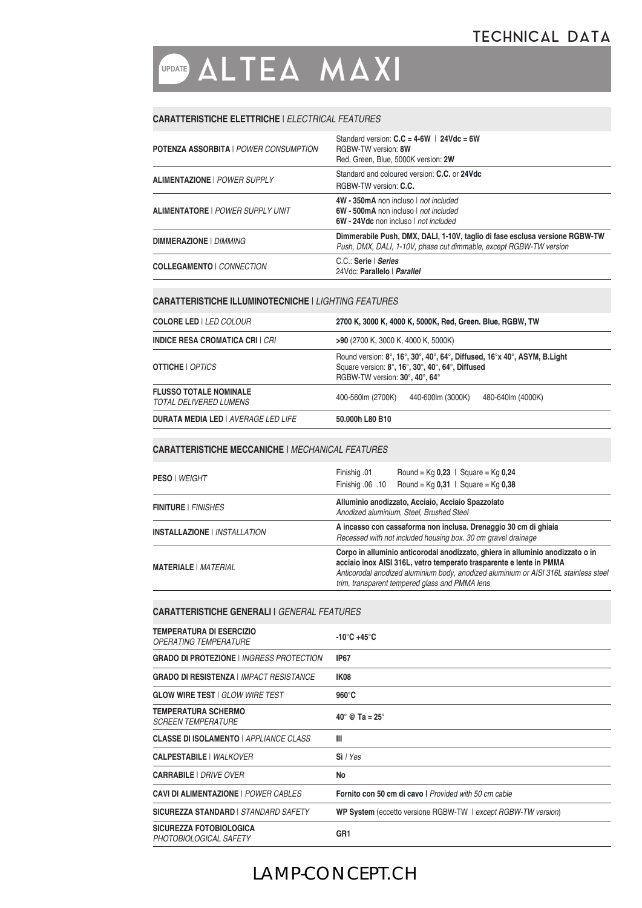# TECHNICAL DATA

## UPDATE ALTEA MAXI

### CARATTERISTICHE ELETTRICHE | *ELECTRICAL FEATURES*

| | |
|---|---|
| **POTENZA ASSORBITA** \| *POWER CONSUMPTION* | Standard version: **C.C = 4-6W \| 24Vdc = 6W**<br>RGBW-TW version: **8W**<br>Red, Green, Blue, 5000K version: **2W** |
| **ALIMENTAZIONE** \| *POWER SUPPLY* | Standard and coloured version: **C.C.** or **24Vdc**<br>RGBW-TW version: **C.C.** |
| **ALIMENTATORE** \| *POWER SUPPLY UNIT* | **4W - 350mA** non incluso \| *not included*<br>**6W - 500mA** non incluso \| *not included*<br>**6W - 24Vdc** non incluso \| *not included* |
| **DIMMERAZIONE** \| *DIMMING* | **Dimmerabile Push, DMX, DALI, 1-10V, taglio di fase esclusa versione RGBW-TW**<br>*Push, DMX, DALI, 1-10V, phase cut dimmable, except RGBW-TW version* |
| **COLLEGAMENTO** \| *CONNECTION* | C.C.: **Serie** \| ***Series***<br>24Vdc: **Parallelo** \| ***Parallel*** |

### CARATTERISTICHE ILLUMINOTECNICHE | *LIGHTING FEATURES*

| | |
|---|---|
| **COLORE LED** \| *LED COLOUR* | **2700 K, 3000 K, 4000 K, 5000K, Red, Green. Blue, RGBW, TW** |
| **INDICE RESA CROMATICA CRI** \| *CRI* | **>90** (2700 K, 3000 K, 4000 K, 5000K) |
| **OTTICHE** \| *OPTICS* | Round version: **8°, 16°, 30°, 40°, 64°, Diffused, 16°x 40°, ASYM, B.Light**<br>Square version: **8°, 16°, 30°, 40°, 64°, Diffused**<br>RGBW-TW version: **30°, 40°, 64°** |
| **FLUSSO TOTALE NOMINALE**<br>*TOTAL DELIVERED LUMENS* | 400-560lm (2700K) 440-600lm (3000K) 480-640lm (4000K) |
| **DURATA MEDIA LED** \| *AVERAGE LED LIFE* | **50.000h L80 B10** |

### CARATTERISTICHE MECCANICHE | *MECHANICAL FEATURES*

| | |
|---|---|
| **PESO** \| *WEIGHT* | Finishig .01 Round = Kg **0,23** \| Square = Kg **0,24**<br>Finishig .06 .10 Round = Kg **0,31** \| Square = Kg **0,38** |
| **FINITURE** \| *FINISHES* | **Alluminio anodizzato, Acciaio, Acciaio Spazzolato**<br>*Anodized aluminium, Steel, Brushed Steel* |
| **INSTALLAZIONE** \| *INSTALLATION* | **A incasso con cassaforma non inclusa. Drenaggio 30 cm di ghiaia**<br>*Recessed with not included housing box. 30 cm gravel drainage* |
| **MATERIALE** \| *MATERIAL* | **Corpo in alluminio anticorodal anodizzato, ghiera in alluminio anodizzato o in acciaio inox AISI 316L, vetro temperato trasparente e lente in PMMA**<br>*Anticorodal anodized aluminium body, anodized aluminium or AISI 316L stainless steel trim, transparent tempered glass and PMMA lens* |

### CARATTERISTICHE GENERALI | *GENERAL FEATURES*

| | |
|---|---|
| **TEMPERATURA DI ESERCIZIO**<br>*OPERATING TEMPERATURE* | **-10°C +45°C** |
| **GRADO DI PROTEZIONE** \| *INGRESS PROTECTION* | **IP67** |
| **GRADO DI RESISTENZA** \| *IMPACT RESISTANCE* | **IK08** |
| **GLOW WIRE TEST** \| *GLOW WIRE TEST* | **960°C** |
| **TEMPERATURA SCHERMO**<br>*SCREEN TEMPERATURE* | **40° @ Ta = 25°** |
| **CLASSE DI ISOLAMENTO** \| *APPLIANCE CLASS* | **III** |
| **CALPESTABILE** \| *WALKOVER* | **Sì** / *Yes* |
| **CARRABILE** \| *DRIVE OVER* | **No** |
| **CAVI DI ALIMENTAZIONE** \| *POWER CABLES* | **Fornito con 50 cm di cavo** \| *Provided with 50 cm cable* |
| **SICUREZZA STANDARD** \| *STANDARD SAFETY* | **WP System** (eccetto versione RGBW-TW \| *except RGBW-TW version*) |
| **SICUREZZA FOTOBIOLOGICA**<br>*PHOTOBIOLOGICAL SAFETY* | **GR1** |

LAMP-CONCEPT.CH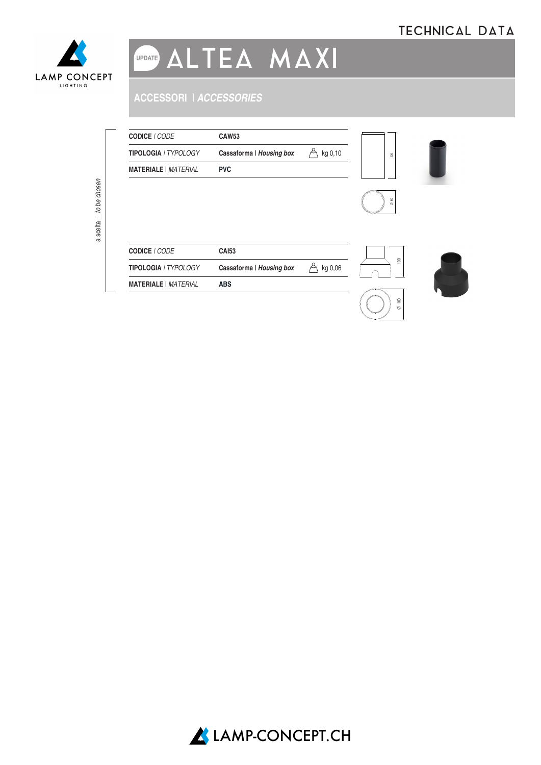# ALTEA MAXI

UPDATE

## ACCESSORI | *ACCESSORIES*

a scelta | *to be chosen*

| | | |
|---|---|---|
| **CODICE** / *CODE* | **CAW53** | |
| **TIPOLOGIA** / *TYPOLOGY* | **Cassaforma** \| ***Housing box*** | kg 0,10 |
| **MATERIALE** \| *MATERIAL* | **PVC** | |

120

Ø 50

| | | |
|---|---|---|
| **CODICE** / *CODE* | **CAI53** | |
| **TIPOLOGIA** / *TYPOLOGY* | **Cassaforma** \| ***Housing box*** | kg 0,06 |
| **MATERIALE** \| *MATERIAL* | **ABS** | |

100

Ø 100